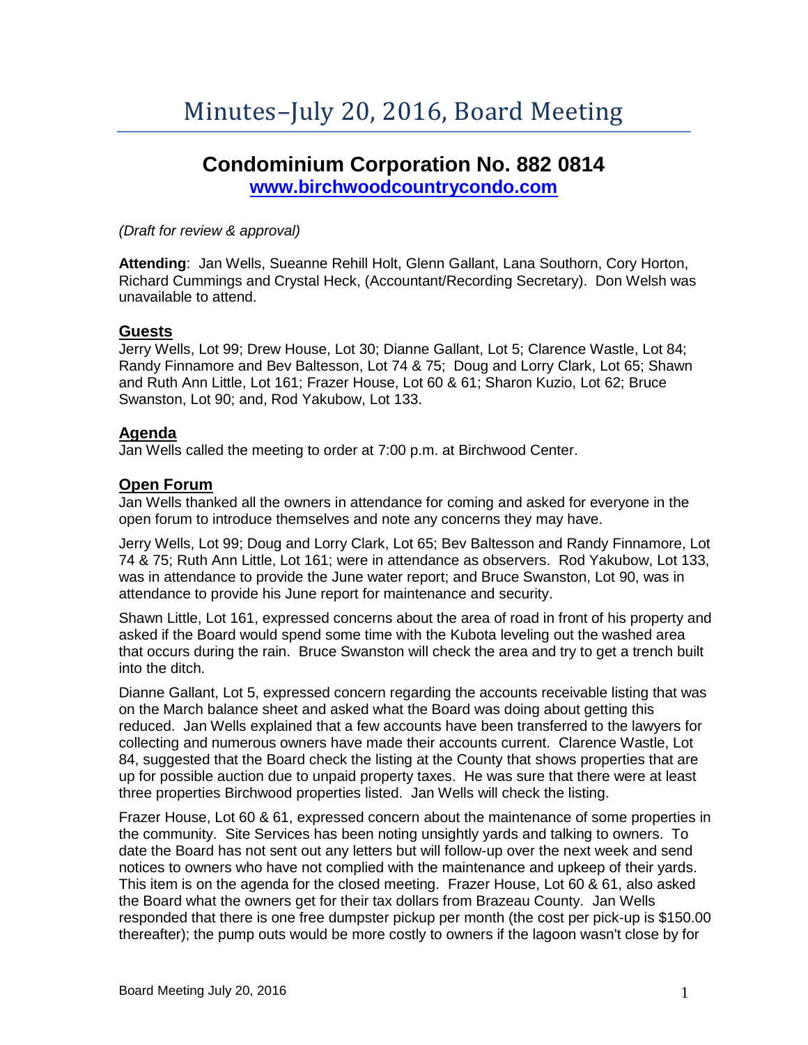# Minutes–July 20, 2016, Board Meeting

## Condominium Corporation No. 882 0814

**www.birchwoodcountrycondo.com**

*(Draft for review & approval)*

**Attending**: Jan Wells, Sueanne Rehill Holt, Glenn Gallant, Lana Southorn, Cory Horton, Richard Cummings and Crystal Heck, (Accountant/Recording Secretary). Don Welsh was unavailable to attend.

### Guests

Jerry Wells, Lot 99; Drew House, Lot 30; Dianne Gallant, Lot 5; Clarence Wastle, Lot 84; Randy Finnamore and Bev Baltesson, Lot 74 & 75; Doug and Lorry Clark, Lot 65; Shawn and Ruth Ann Little, Lot 161; Frazer House, Lot 60 & 61; Sharon Kuzio, Lot 62; Bruce Swanston, Lot 90; and, Rod Yakubow, Lot 133.

### Agenda

Jan Wells called the meeting to order at 7:00 p.m. at Birchwood Center.

### Open Forum

Jan Wells thanked all the owners in attendance for coming and asked for everyone in the open forum to introduce themselves and note any concerns they may have.

Jerry Wells, Lot 99; Doug and Lorry Clark, Lot 65; Bev Baltesson and Randy Finnamore, Lot 74 & 75; Ruth Ann Little, Lot 161; were in attendance as observers. Rod Yakubow, Lot 133, was in attendance to provide the June water report; and Bruce Swanston, Lot 90, was in attendance to provide his June report for maintenance and security.

Shawn Little, Lot 161, expressed concerns about the area of road in front of his property and asked if the Board would spend some time with the Kubota leveling out the washed area that occurs during the rain. Bruce Swanston will check the area and try to get a trench built into the ditch.

Dianne Gallant, Lot 5, expressed concern regarding the accounts receivable listing that was on the March balance sheet and asked what the Board was doing about getting this reduced. Jan Wells explained that a few accounts have been transferred to the lawyers for collecting and numerous owners have made their accounts current. Clarence Wastle, Lot 84, suggested that the Board check the listing at the County that shows properties that are up for possible auction due to unpaid property taxes. He was sure that there were at least three properties Birchwood properties listed. Jan Wells will check the listing.

Frazer House, Lot 60 & 61, expressed concern about the maintenance of some properties in the community. Site Services has been noting unsightly yards and talking to owners. To date the Board has not sent out any letters but will follow-up over the next week and send notices to owners who have not complied with the maintenance and upkeep of their yards. This item is on the agenda for the closed meeting. Frazer House, Lot 60 & 61, also asked the Board what the owners get for their tax dollars from Brazeau County. Jan Wells responded that there is one free dumpster pickup per month (the cost per pick-up is $150.00 thereafter); the pump outs would be more costly to owners if the lagoon wasn't close by for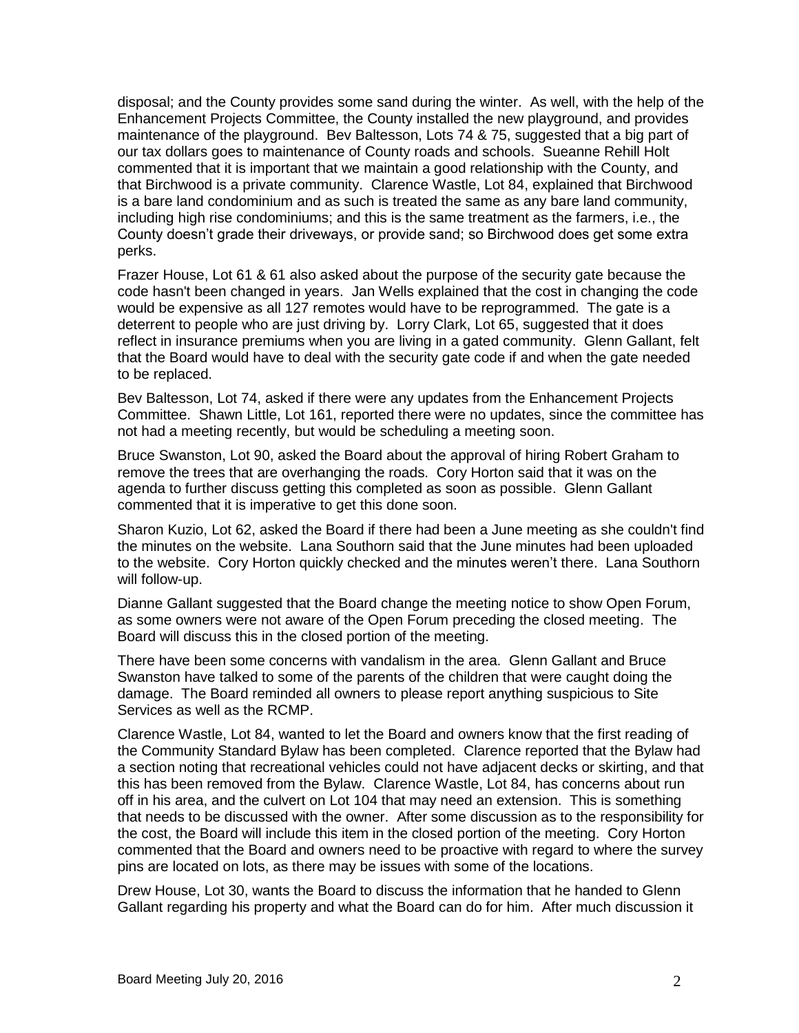disposal; and the County provides some sand during the winter. As well, with the help of the Enhancement Projects Committee, the County installed the new playground, and provides maintenance of the playground. Bev Baltesson, Lots 74 & 75, suggested that a big part of our tax dollars goes to maintenance of County roads and schools. Sueanne Rehill Holt commented that it is important that we maintain a good relationship with the County, and that Birchwood is a private community. Clarence Wastle, Lot 84, explained that Birchwood is a bare land condominium and as such is treated the same as any bare land community, including high rise condominiums; and this is the same treatment as the farmers, i.e., the County doesn't grade their driveways, or provide sand; so Birchwood does get some extra perks.

Frazer House, Lot 61 & 61 also asked about the purpose of the security gate because the code hasn't been changed in years. Jan Wells explained that the cost in changing the code would be expensive as all 127 remotes would have to be reprogrammed. The gate is a deterrent to people who are just driving by. Lorry Clark, Lot 65, suggested that it does reflect in insurance premiums when you are living in a gated community. Glenn Gallant, felt that the Board would have to deal with the security gate code if and when the gate needed to be replaced.

Bev Baltesson, Lot 74, asked if there were any updates from the Enhancement Projects Committee. Shawn Little, Lot 161, reported there were no updates, since the committee has not had a meeting recently, but would be scheduling a meeting soon.

Bruce Swanston, Lot 90, asked the Board about the approval of hiring Robert Graham to remove the trees that are overhanging the roads. Cory Horton said that it was on the agenda to further discuss getting this completed as soon as possible. Glenn Gallant commented that it is imperative to get this done soon.

Sharon Kuzio, Lot 62, asked the Board if there had been a June meeting as she couldn't find the minutes on the website. Lana Southorn said that the June minutes had been uploaded to the website. Cory Horton quickly checked and the minutes weren't there. Lana Southorn will follow-up.

Dianne Gallant suggested that the Board change the meeting notice to show Open Forum, as some owners were not aware of the Open Forum preceding the closed meeting. The Board will discuss this in the closed portion of the meeting.

There have been some concerns with vandalism in the area. Glenn Gallant and Bruce Swanston have talked to some of the parents of the children that were caught doing the damage. The Board reminded all owners to please report anything suspicious to Site Services as well as the RCMP.

Clarence Wastle, Lot 84, wanted to let the Board and owners know that the first reading of the Community Standard Bylaw has been completed. Clarence reported that the Bylaw had a section noting that recreational vehicles could not have adjacent decks or skirting, and that this has been removed from the Bylaw. Clarence Wastle, Lot 84, has concerns about run off in his area, and the culvert on Lot 104 that may need an extension. This is something that needs to be discussed with the owner. After some discussion as to the responsibility for the cost, the Board will include this item in the closed portion of the meeting. Cory Horton commented that the Board and owners need to be proactive with regard to where the survey pins are located on lots, as there may be issues with some of the locations.

Drew House, Lot 30, wants the Board to discuss the information that he handed to Glenn Gallant regarding his property and what the Board can do for him. After much discussion it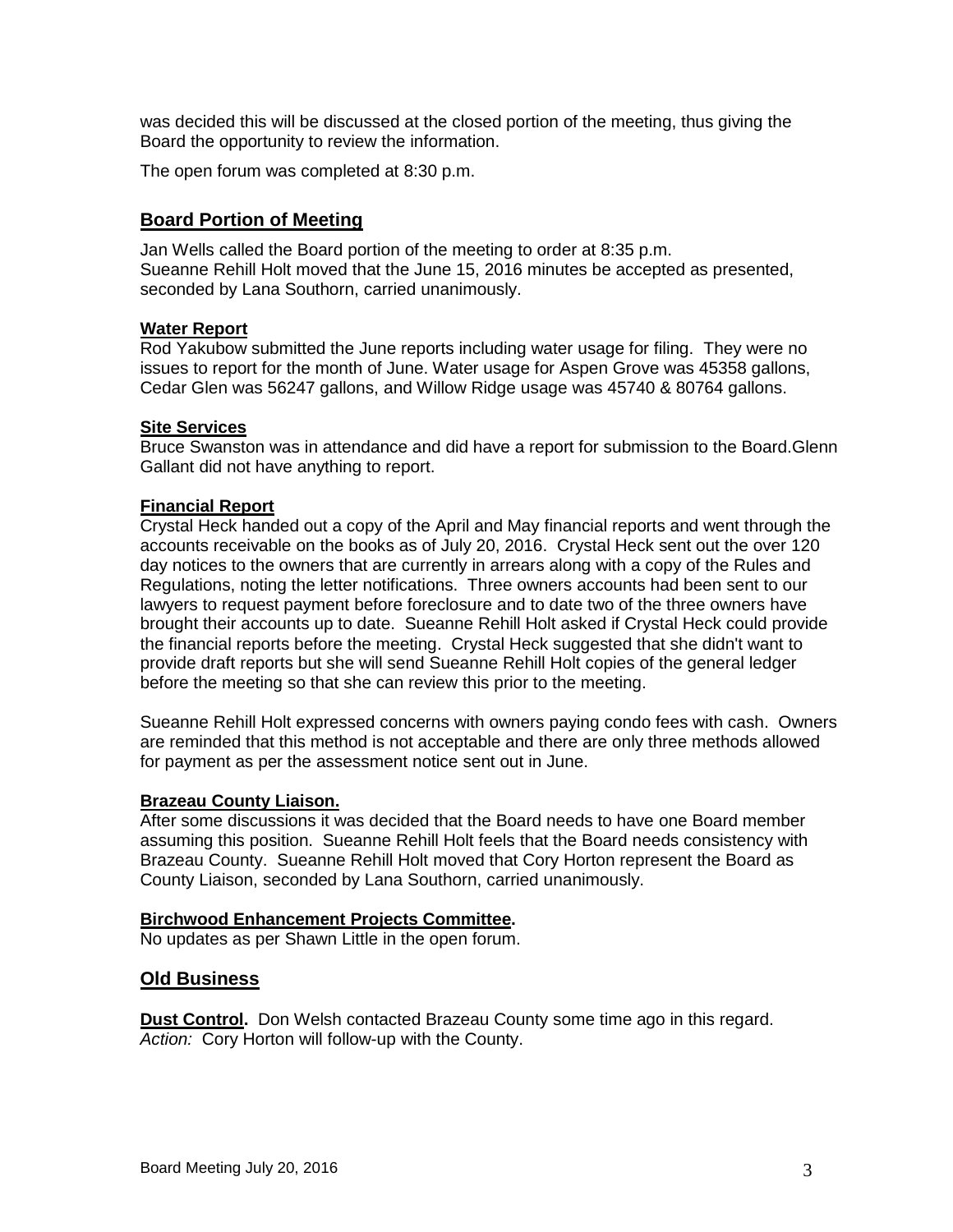was decided this will be discussed at the closed portion of the meeting, thus giving the Board the opportunity to review the information.

The open forum was completed at 8:30 p.m.

## Board Portion of Meeting

Jan Wells called the Board portion of the meeting to order at 8:35 p.m.
Sueanne Rehill Holt moved that the June 15, 2016 minutes be accepted as presented, seconded by Lana Southorn, carried unanimously.

### Water Report

Rod Yakubow submitted the June reports including water usage for filing. They were no issues to report for the month of June. Water usage for Aspen Grove was 45358 gallons, Cedar Glen was 56247 gallons, and Willow Ridge usage was 45740 & 80764 gallons.

### Site Services

Bruce Swanston was in attendance and did have a report for submission to the Board.Glenn Gallant did not have anything to report.

### Financial Report

Crystal Heck handed out a copy of the April and May financial reports and went through the accounts receivable on the books as of July 20, 2016. Crystal Heck sent out the over 120 day notices to the owners that are currently in arrears along with a copy of the Rules and Regulations, noting the letter notifications. Three owners accounts had been sent to our lawyers to request payment before foreclosure and to date two of the three owners have brought their accounts up to date. Sueanne Rehill Holt asked if Crystal Heck could provide the financial reports before the meeting. Crystal Heck suggested that she didn't want to provide draft reports but she will send Sueanne Rehill Holt copies of the general ledger before the meeting so that she can review this prior to the meeting.

Sueanne Rehill Holt expressed concerns with owners paying condo fees with cash. Owners are reminded that this method is not acceptable and there are only three methods allowed for payment as per the assessment notice sent out in June.

### Brazeau County Liaison.

After some discussions it was decided that the Board needs to have one Board member assuming this position. Sueanne Rehill Holt feels that the Board needs consistency with Brazeau County. Sueanne Rehill Holt moved that Cory Horton represent the Board as County Liaison, seconded by Lana Southorn, carried unanimously.

### Birchwood Enhancement Projects Committee.

No updates as per Shawn Little in the open forum.

## Old Business

**Dust Control.** Don Welsh contacted Brazeau County some time ago in this regard.
*Action:* Cory Horton will follow-up with the County.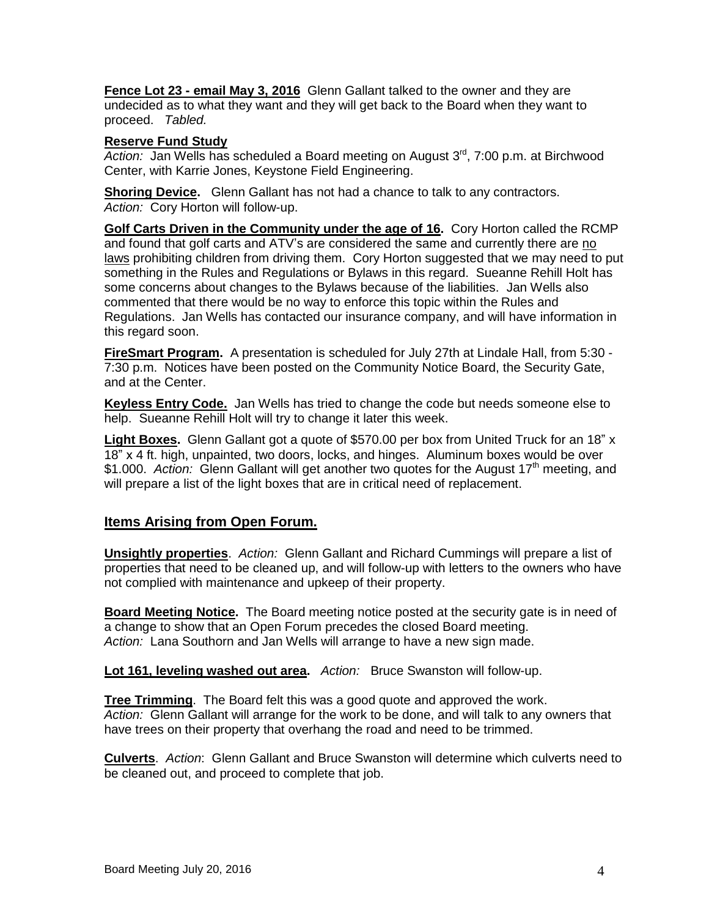**Fence Lot 23 - email May 3, 2016** Glenn Gallant talked to the owner and they are undecided as to what they want and they will get back to the Board when they want to proceed. *Tabled.*

**Reserve Fund Study**
*Action:* Jan Wells has scheduled a Board meeting on August 3rd, 7:00 p.m. at Birchwood Center, with Karrie Jones, Keystone Field Engineering.

**Shoring Device.** Glenn Gallant has not had a chance to talk to any contractors.
*Action:* Cory Horton will follow-up.

**Golf Carts Driven in the Community under the age of 16.** Cory Horton called the RCMP and found that golf carts and ATV's are considered the same and currently there are no laws prohibiting children from driving them. Cory Horton suggested that we may need to put something in the Rules and Regulations or Bylaws in this regard. Sueanne Rehill Holt has some concerns about changes to the Bylaws because of the liabilities. Jan Wells also commented that there would be no way to enforce this topic within the Rules and Regulations. Jan Wells has contacted our insurance company, and will have information in this regard soon.

**FireSmart Program.** A presentation is scheduled for July 27th at Lindale Hall, from 5:30 - 7:30 p.m. Notices have been posted on the Community Notice Board, the Security Gate, and at the Center.

**Keyless Entry Code.** Jan Wells has tried to change the code but needs someone else to help. Sueanne Rehill Holt will try to change it later this week.

**Light Boxes.** Glenn Gallant got a quote of $570.00 per box from United Truck for an 18" x 18" x 4 ft. high, unpainted, two doors, locks, and hinges. Aluminum boxes would be over $1.000. *Action:* Glenn Gallant will get another two quotes for the August 17th meeting, and will prepare a list of the light boxes that are in critical need of replacement.

## Items Arising from Open Forum.

**Unsightly properties**. *Action:* Glenn Gallant and Richard Cummings will prepare a list of properties that need to be cleaned up, and will follow-up with letters to the owners who have not complied with maintenance and upkeep of their property.

**Board Meeting Notice.** The Board meeting notice posted at the security gate is in need of a change to show that an Open Forum precedes the closed Board meeting.
*Action:* Lana Southorn and Jan Wells will arrange to have a new sign made.

**Lot 161, leveling washed out area.** *Action:* Bruce Swanston will follow-up.

**Tree Trimming**. The Board felt this was a good quote and approved the work.
*Action:* Glenn Gallant will arrange for the work to be done, and will talk to any owners that have trees on their property that overhang the road and need to be trimmed.

**Culverts**. *Action*: Glenn Gallant and Bruce Swanston will determine which culverts need to be cleaned out, and proceed to complete that job.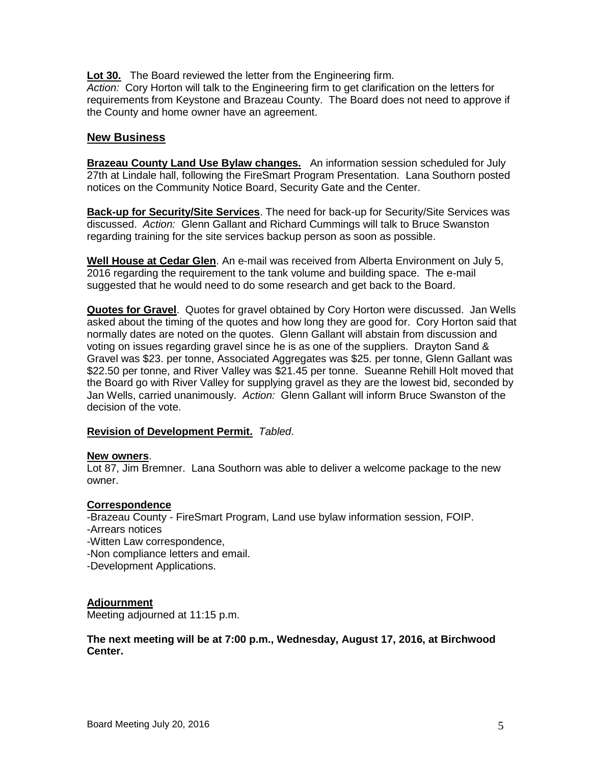**Lot 30.** The Board reviewed the letter from the Engineering firm.
*Action:* Cory Horton will talk to the Engineering firm to get clarification on the letters for requirements from Keystone and Brazeau County. The Board does not need to approve if the County and home owner have an agreement.

## New Business

**Brazeau County Land Use Bylaw changes.** An information session scheduled for July 27th at Lindale hall, following the FireSmart Program Presentation. Lana Southorn posted notices on the Community Notice Board, Security Gate and the Center.

**Back-up for Security/Site Services**. The need for back-up for Security/Site Services was discussed. *Action:* Glenn Gallant and Richard Cummings will talk to Bruce Swanston regarding training for the site services backup person as soon as possible.

**Well House at Cedar Glen**. An e-mail was received from Alberta Environment on July 5, 2016 regarding the requirement to the tank volume and building space. The e-mail suggested that he would need to do some research and get back to the Board.

**Quotes for Gravel**. Quotes for gravel obtained by Cory Horton were discussed. Jan Wells asked about the timing of the quotes and how long they are good for. Cory Horton said that normally dates are noted on the quotes. Glenn Gallant will abstain from discussion and voting on issues regarding gravel since he is as one of the suppliers. Drayton Sand & Gravel was $23. per tonne, Associated Aggregates was $25. per tonne, Glenn Gallant was $22.50 per tonne, and River Valley was $21.45 per tonne. Sueanne Rehill Holt moved that the Board go with River Valley for supplying gravel as they are the lowest bid, seconded by Jan Wells, carried unanimously. *Action:* Glenn Gallant will inform Bruce Swanston of the decision of the vote.

**Revision of Development Permit.** *Tabled*.

**New owners**.
Lot 87, Jim Bremner. Lana Southorn was able to deliver a welcome package to the new owner.

**Correspondence**
-Brazeau County - FireSmart Program, Land use bylaw information session, FOIP.
-Arrears notices
-Witten Law correspondence,
-Non compliance letters and email.
-Development Applications.

**Adjournment**
Meeting adjourned at 11:15 p.m.

**The next meeting will be at 7:00 p.m., Wednesday, August 17, 2016, at Birchwood Center.**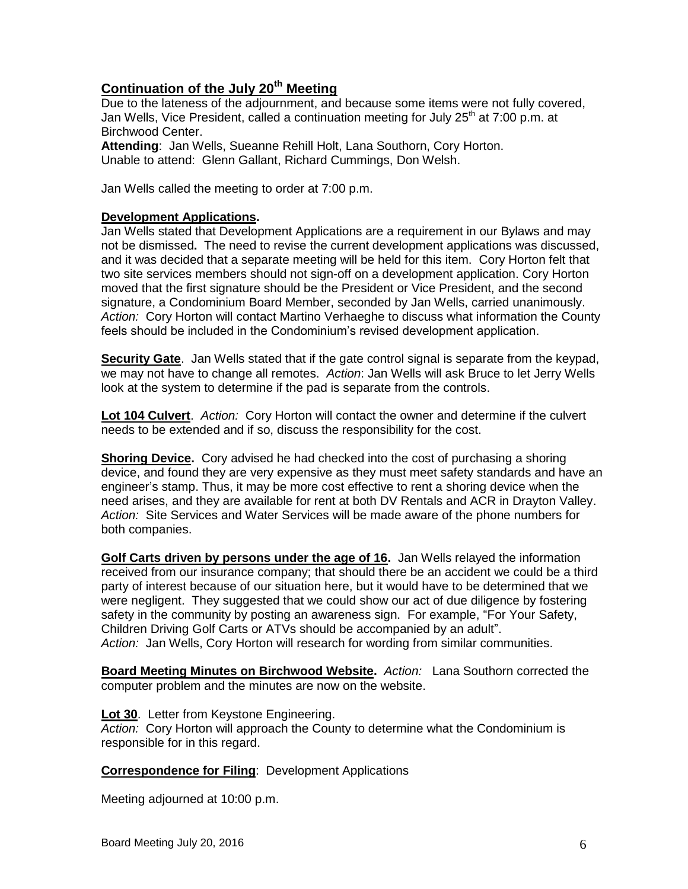## Continuation of the July 20th Meeting

Due to the lateness of the adjournment, and because some items were not fully covered, Jan Wells, Vice President, called a continuation meeting for July 25th at 7:00 p.m. at Birchwood Center.

**Attending**: Jan Wells, Sueanne Rehill Holt, Lana Southorn, Cory Horton.
Unable to attend: Glenn Gallant, Richard Cummings, Don Welsh.

Jan Wells called the meeting to order at 7:00 p.m.

**Development Applications.**
Jan Wells stated that Development Applications are a requirement in our Bylaws and may not be dismissed**.** The need to revise the current development applications was discussed, and it was decided that a separate meeting will be held for this item. Cory Horton felt that two site services members should not sign-off on a development application. Cory Horton moved that the first signature should be the President or Vice President, and the second signature, a Condominium Board Member, seconded by Jan Wells, carried unanimously. *Action:* Cory Horton will contact Martino Verhaeghe to discuss what information the County feels should be included in the Condominium's revised development application.

**Security Gate**. Jan Wells stated that if the gate control signal is separate from the keypad, we may not have to change all remotes. *Action*: Jan Wells will ask Bruce to let Jerry Wells look at the system to determine if the pad is separate from the controls.

**Lot 104 Culvert**. *Action:* Cory Horton will contact the owner and determine if the culvert needs to be extended and if so, discuss the responsibility for the cost.

**Shoring Device.** Cory advised he had checked into the cost of purchasing a shoring device, and found they are very expensive as they must meet safety standards and have an engineer's stamp. Thus, it may be more cost effective to rent a shoring device when the need arises, and they are available for rent at both DV Rentals and ACR in Drayton Valley. *Action:* Site Services and Water Services will be made aware of the phone numbers for both companies.

**Golf Carts driven by persons under the age of 16.** Jan Wells relayed the information received from our insurance company; that should there be an accident we could be a third party of interest because of our situation here, but it would have to be determined that we were negligent. They suggested that we could show our act of due diligence by fostering safety in the community by posting an awareness sign. For example, "For Your Safety, Children Driving Golf Carts or ATVs should be accompanied by an adult".
*Action:* Jan Wells, Cory Horton will research for wording from similar communities.

**Board Meeting Minutes on Birchwood Website.** *Action:* Lana Southorn corrected the computer problem and the minutes are now on the website.

**Lot 30**. Letter from Keystone Engineering.
*Action:* Cory Horton will approach the County to determine what the Condominium is responsible for in this regard.

**Correspondence for Filing**: Development Applications

Meeting adjourned at 10:00 p.m.